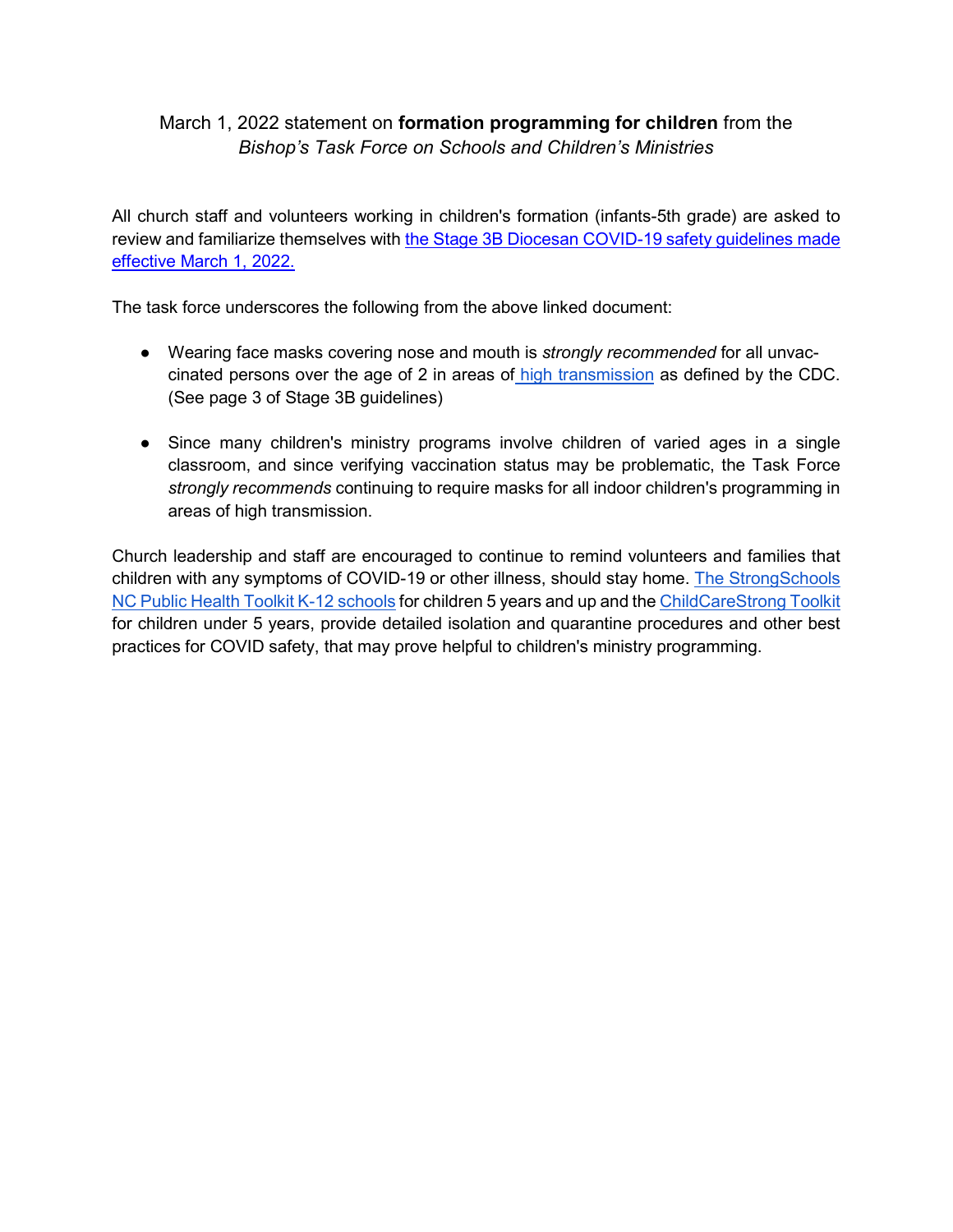March 1, 2022 statement on **formation programming for children** from the *Bishop's Task Force on Schools and Children's Ministries*

All church staff and volunteers working in children's formation (infants-5th grade) are asked to review and familiarize themselves with [the Stage 3B Diocesan COVID-19 safety guidelines made effective March 1, 2022.]()

The task force underscores the following from the above linked document:

- Wearing face masks covering nose and mouth is *strongly recommended* for all unvaccinated persons over the age of 2 in areas of [high transmission]() as defined by the CDC. (See page 3 of Stage 3B guidelines)

- Since many children's ministry programs involve children of varied ages in a single classroom, and since verifying vaccination status may be problematic, the Task Force *strongly recommends* continuing to require masks for all indoor children's programming in areas of high transmission.

Church leadership and staff are encouraged to continue to remind volunteers and families that children with any symptoms of COVID-19 or other illness, should stay home. [The StrongSchools NC Public Health Toolkit K-12 schools]() for children 5 years and up and the [ChildCareStrong Toolkit]() for children under 5 years, provide detailed isolation and quarantine procedures and other best practices for COVID safety, that may prove helpful to children's ministry programming.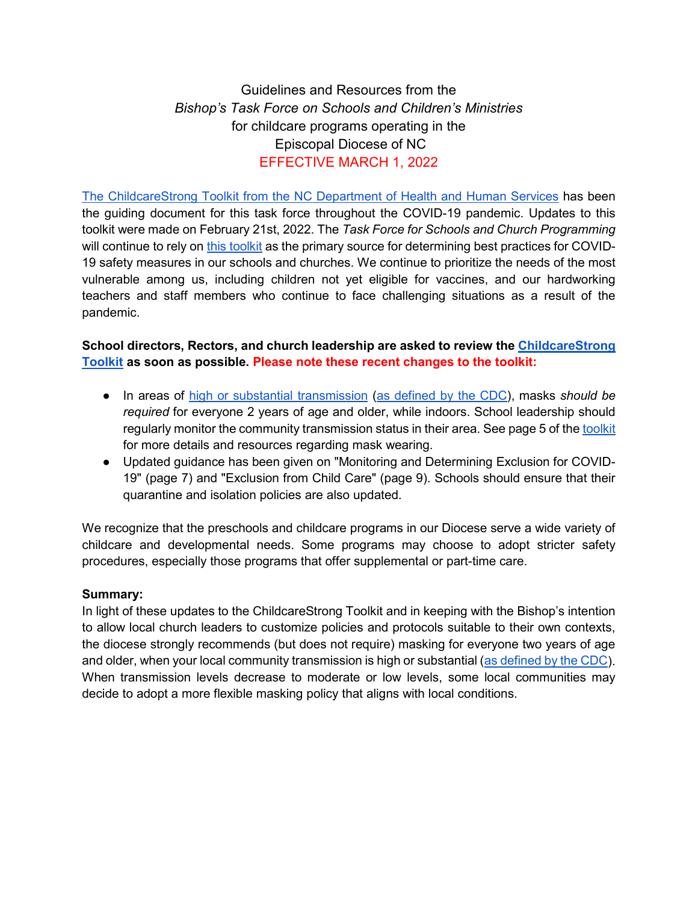# Guidelines and Resources from the *Bishop's Task Force on Schools and Children's Ministries* for childcare programs operating in the Episcopal Diocese of NC

EFFECTIVE MARCH 1, 2022

The ChildcareStrong Toolkit from the NC Department of Health and Human Services has been the guiding document for this task force throughout the COVID-19 pandemic. Updates to this toolkit were made on February 21st, 2022. The *Task Force for Schools and Church Programming* will continue to rely on this toolkit as the primary source for determining best practices for COVID-19 safety measures in our schools and churches. We continue to prioritize the needs of the most vulnerable among us, including children not yet eligible for vaccines, and our hardworking teachers and staff members who continue to face challenging situations as a result of the pandemic.

**School directors, Rectors, and church leadership are asked to review the ChildcareStrong Toolkit as soon as possible. Please note these recent changes to the toolkit:**

- In areas of high or substantial transmission (as defined by the CDC), masks *should be required* for everyone 2 years of age and older, while indoors. School leadership should regularly monitor the community transmission status in their area. See page 5 of the toolkit for more details and resources regarding mask wearing.
- Updated guidance has been given on "Monitoring and Determining Exclusion for COVID-19" (page 7) and "Exclusion from Child Care" (page 9). Schools should ensure that their quarantine and isolation policies are also updated.

We recognize that the preschools and childcare programs in our Diocese serve a wide variety of childcare and developmental needs. Some programs may choose to adopt stricter safety procedures, especially those programs that offer supplemental or part-time care.

**Summary:**

In light of these updates to the ChildcareStrong Toolkit and in keeping with the Bishop's intention to allow local church leaders to customize policies and protocols suitable to their own contexts, the diocese strongly recommends (but does not require) masking for everyone two years of age and older, when your local community transmission is high or substantial (as defined by the CDC). When transmission levels decrease to moderate or low levels, some local communities may decide to adopt a more flexible masking policy that aligns with local conditions.